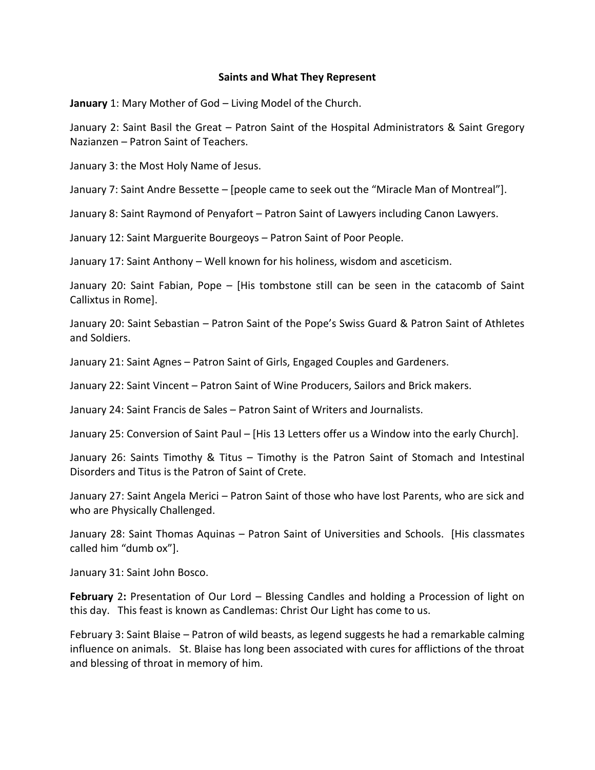**Saints and What They Represent**

**January** 1: Mary Mother of God – Living Model of the Church.

January 2: Saint Basil the Great – Patron Saint of the Hospital Administrators & Saint Gregory Nazianzen – Patron Saint of Teachers.

January 3: the Most Holy Name of Jesus.

January 7: Saint Andre Bessette – [people came to seek out the "Miracle Man of Montreal"].

January 8: Saint Raymond of Penyafort – Patron Saint of Lawyers including Canon Lawyers.

January 12: Saint Marguerite Bourgeoys – Patron Saint of Poor People.

January 17: Saint Anthony – Well known for his holiness, wisdom and asceticism.

January 20: Saint Fabian, Pope – [His tombstone still can be seen in the catacomb of Saint Callixtus in Rome].

January 20: Saint Sebastian – Patron Saint of the Pope's Swiss Guard & Patron Saint of Athletes and Soldiers.

January 21: Saint Agnes – Patron Saint of Girls, Engaged Couples and Gardeners.

January 22: Saint Vincent – Patron Saint of Wine Producers, Sailors and Brick makers.

January 24: Saint Francis de Sales – Patron Saint of Writers and Journalists.

January 25: Conversion of Saint Paul – [His 13 Letters offer us a Window into the early Church].

January 26: Saints Timothy & Titus – Timothy is the Patron Saint of Stomach and Intestinal Disorders and Titus is the Patron of Saint of Crete.

January 27: Saint Angela Merici – Patron Saint of those who have lost Parents, who are sick and who are Physically Challenged.

January 28: Saint Thomas Aquinas – Patron Saint of Universities and Schools. [His classmates called him "dumb ox"].

January 31: Saint John Bosco.

**February** 2**:** Presentation of Our Lord – Blessing Candles and holding a Procession of light on this day. This feast is known as Candlemas: Christ Our Light has come to us.

February 3: Saint Blaise – Patron of wild beasts, as legend suggests he had a remarkable calming influence on animals. St. Blaise has long been associated with cures for afflictions of the throat and blessing of throat in memory of him.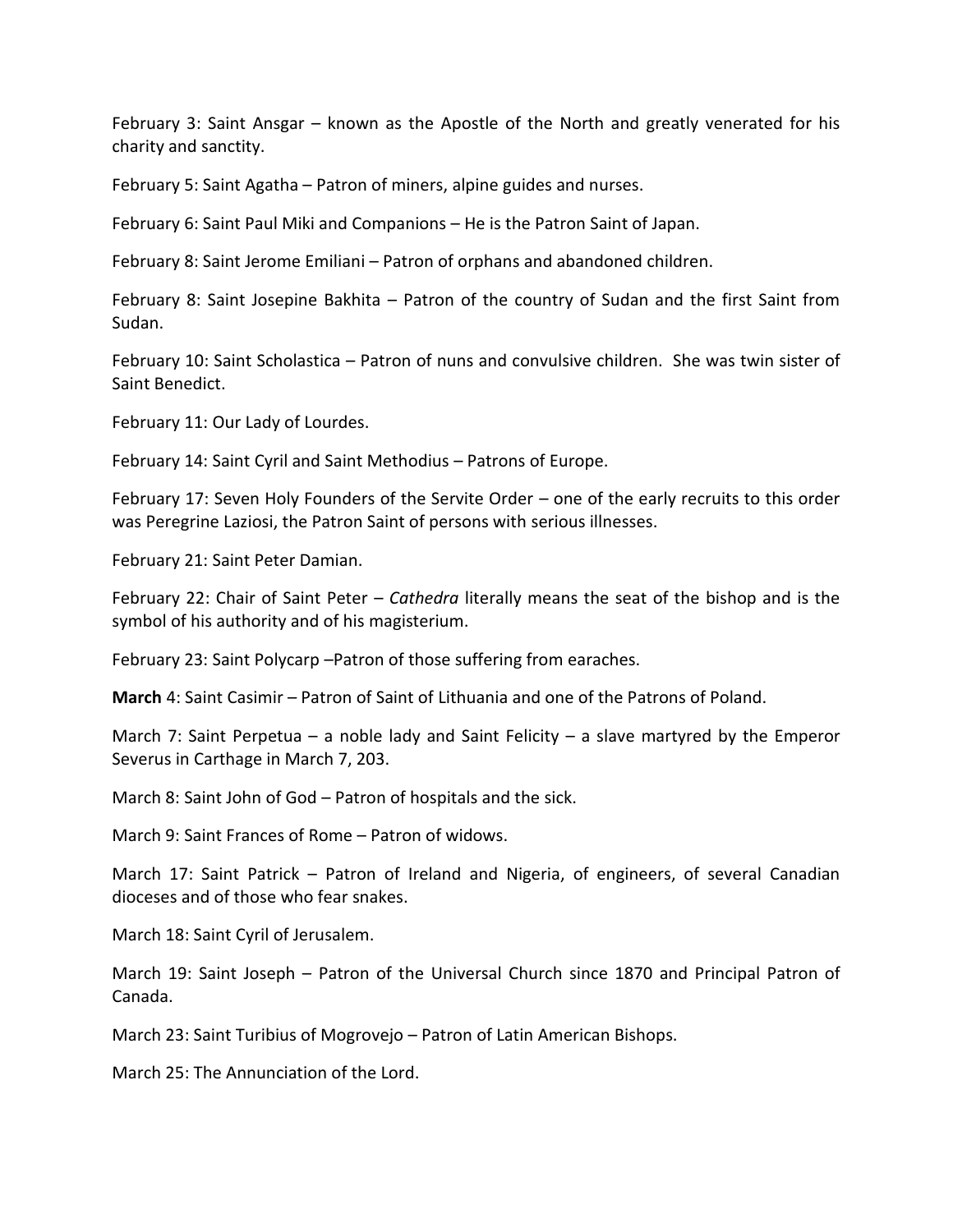February 3: Saint Ansgar – known as the Apostle of the North and greatly venerated for his charity and sanctity.

February 5: Saint Agatha – Patron of miners, alpine guides and nurses.

February 6: Saint Paul Miki and Companions – He is the Patron Saint of Japan.

February 8: Saint Jerome Emiliani – Patron of orphans and abandoned children.

February 8: Saint Josepine Bakhita – Patron of the country of Sudan and the first Saint from Sudan.

February 10: Saint Scholastica – Patron of nuns and convulsive children.  She was twin sister of Saint Benedict.

February 11: Our Lady of Lourdes.

February 14: Saint Cyril and Saint Methodius – Patrons of Europe.

February 17: Seven Holy Founders of the Servite Order – one of the early recruits to this order was Peregrine Laziosi, the Patron Saint of persons with serious illnesses.

February 21: Saint Peter Damian.

February 22: Chair of Saint Peter – *Cathedra* literally means the seat of the bishop and is the symbol of his authority and of his magisterium.

February 23: Saint Polycarp –Patron of those suffering from earaches.

**March** 4: Saint Casimir – Patron of Saint of Lithuania and one of the Patrons of Poland.

March 7: Saint Perpetua – a noble lady and Saint Felicity – a slave martyred by the Emperor Severus in Carthage in March 7, 203.

March 8: Saint John of God – Patron of hospitals and the sick.

March 9: Saint Frances of Rome – Patron of widows.

March 17: Saint Patrick – Patron of Ireland and Nigeria, of engineers, of several Canadian dioceses and of those who fear snakes.

March 18: Saint Cyril of Jerusalem.

March 19: Saint Joseph – Patron of the Universal Church since 1870 and Principal Patron of Canada.

March 23: Saint Turibius of Mogrovejo – Patron of Latin American Bishops.

March 25: The Annunciation of the Lord.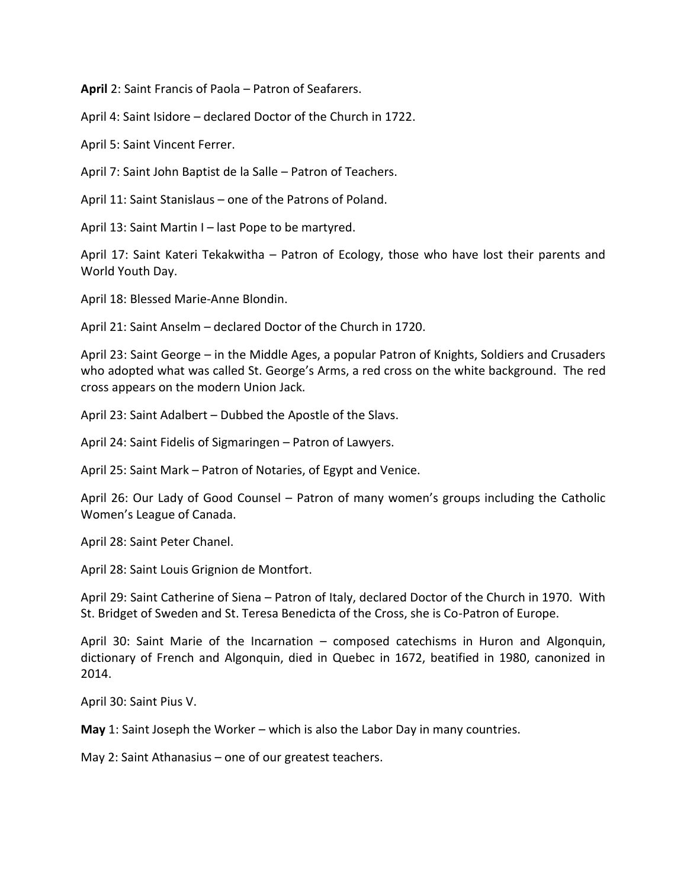**April** 2: Saint Francis of Paola – Patron of Seafarers.

April 4: Saint Isidore – declared Doctor of the Church in 1722.

April 5: Saint Vincent Ferrer.

April 7: Saint John Baptist de la Salle – Patron of Teachers.

April 11: Saint Stanislaus – one of the Patrons of Poland.

April 13: Saint Martin I – last Pope to be martyred.

April 17: Saint Kateri Tekakwitha – Patron of Ecology, those who have lost their parents and World Youth Day.

April 18: Blessed Marie-Anne Blondin.

April 21: Saint Anselm – declared Doctor of the Church in 1720.

April 23: Saint George – in the Middle Ages, a popular Patron of Knights, Soldiers and Crusaders who adopted what was called St. George's Arms, a red cross on the white background. The red cross appears on the modern Union Jack.

April 23: Saint Adalbert – Dubbed the Apostle of the Slavs.

April 24: Saint Fidelis of Sigmaringen – Patron of Lawyers.

April 25: Saint Mark – Patron of Notaries, of Egypt and Venice.

April 26: Our Lady of Good Counsel – Patron of many women's groups including the Catholic Women's League of Canada.

April 28: Saint Peter Chanel.

April 28: Saint Louis Grignion de Montfort.

April 29: Saint Catherine of Siena – Patron of Italy, declared Doctor of the Church in 1970. With St. Bridget of Sweden and St. Teresa Benedicta of the Cross, she is Co-Patron of Europe.

April 30: Saint Marie of the Incarnation – composed catechisms in Huron and Algonquin, dictionary of French and Algonquin, died in Quebec in 1672, beatified in 1980, canonized in 2014.

April 30: Saint Pius V.

**May** 1: Saint Joseph the Worker – which is also the Labor Day in many countries.

May 2: Saint Athanasius – one of our greatest teachers.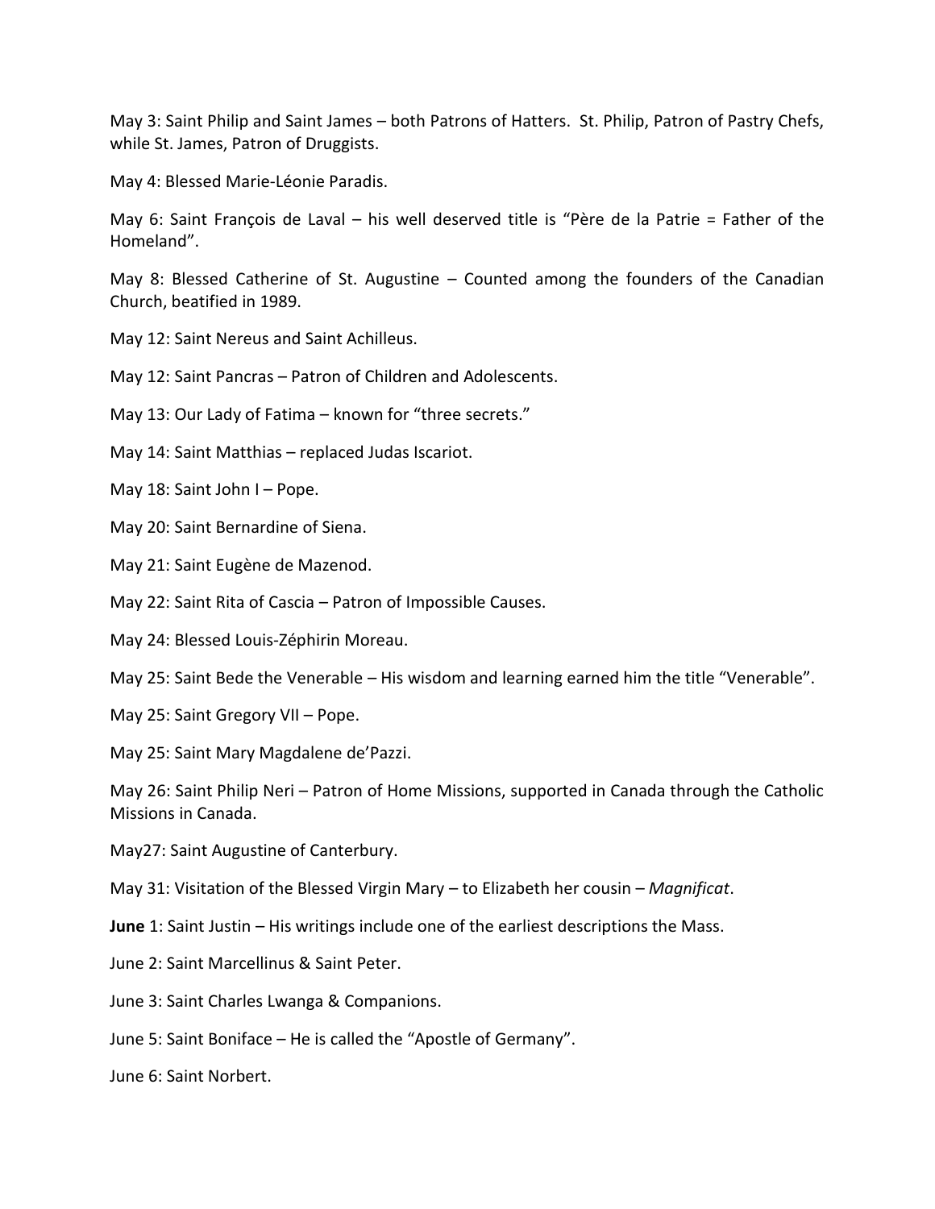May 3: Saint Philip and Saint James – both Patrons of Hatters. St. Philip, Patron of Pastry Chefs, while St. James, Patron of Druggists.

May 4: Blessed Marie-Léonie Paradis.

May 6: Saint François de Laval – his well deserved title is "Père de la Patrie = Father of the Homeland".

May 8: Blessed Catherine of St. Augustine – Counted among the founders of the Canadian Church, beatified in 1989.

May 12: Saint Nereus and Saint Achilleus.

May 12: Saint Pancras – Patron of Children and Adolescents.

May 13: Our Lady of Fatima – known for "three secrets."

May 14: Saint Matthias – replaced Judas Iscariot.

May 18: Saint John I – Pope.

May 20: Saint Bernardine of Siena.

May 21: Saint Eugène de Mazenod.

May 22: Saint Rita of Cascia – Patron of Impossible Causes.

May 24: Blessed Louis-Zéphirin Moreau.

May 25: Saint Bede the Venerable – His wisdom and learning earned him the title "Venerable".

May 25: Saint Gregory VII – Pope.

May 25: Saint Mary Magdalene de'Pazzi.

May 26: Saint Philip Neri – Patron of Home Missions, supported in Canada through the Catholic Missions in Canada.

May27: Saint Augustine of Canterbury.

May 31: Visitation of the Blessed Virgin Mary – to Elizabeth her cousin – *Magnificat*.

**June** 1: Saint Justin – His writings include one of the earliest descriptions the Mass.

June 2: Saint Marcellinus & Saint Peter.

June 3: Saint Charles Lwanga & Companions.

June 5: Saint Boniface – He is called the "Apostle of Germany".

June 6: Saint Norbert.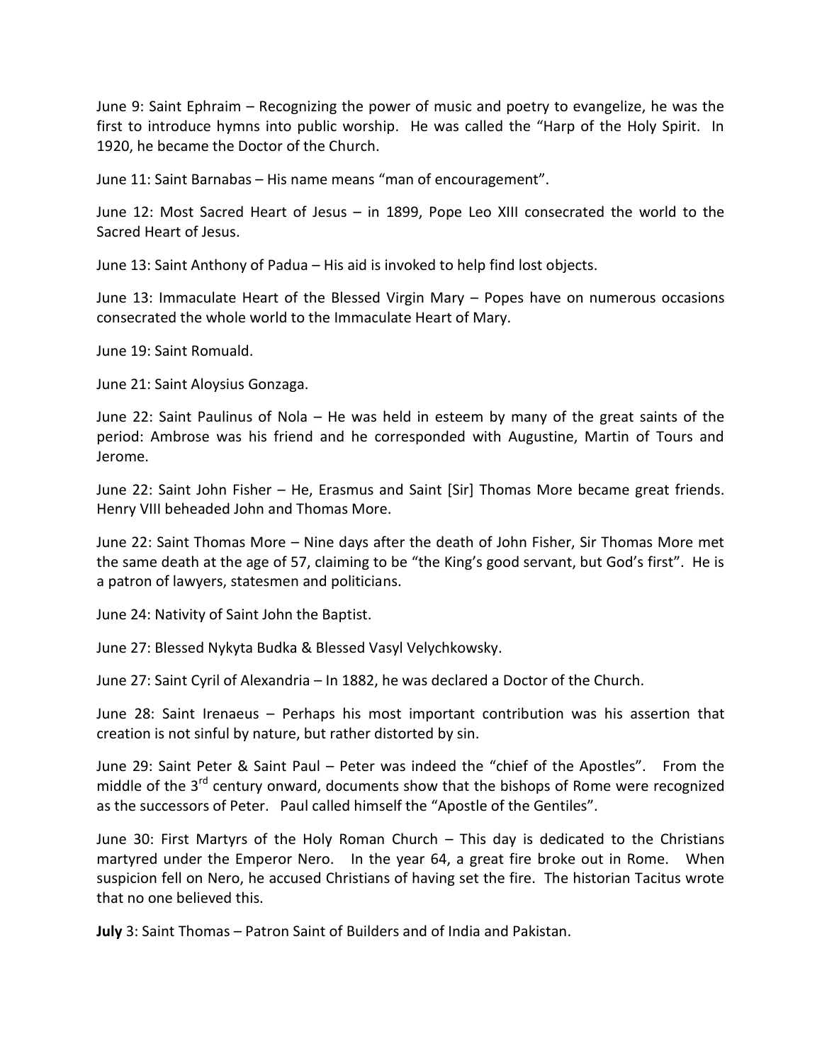June 9: Saint Ephraim – Recognizing the power of music and poetry to evangelize, he was the first to introduce hymns into public worship. He was called the "Harp of the Holy Spirit. In 1920, he became the Doctor of the Church.

June 11: Saint Barnabas – His name means "man of encouragement".

June 12: Most Sacred Heart of Jesus – in 1899, Pope Leo XIII consecrated the world to the Sacred Heart of Jesus.

June 13: Saint Anthony of Padua – His aid is invoked to help find lost objects.

June 13: Immaculate Heart of the Blessed Virgin Mary – Popes have on numerous occasions consecrated the whole world to the Immaculate Heart of Mary.

June 19: Saint Romuald.

June 21: Saint Aloysius Gonzaga.

June 22: Saint Paulinus of Nola – He was held in esteem by many of the great saints of the period: Ambrose was his friend and he corresponded with Augustine, Martin of Tours and Jerome.

June 22: Saint John Fisher – He, Erasmus and Saint [Sir] Thomas More became great friends. Henry VIII beheaded John and Thomas More.

June 22: Saint Thomas More – Nine days after the death of John Fisher, Sir Thomas More met the same death at the age of 57, claiming to be "the King's good servant, but God's first". He is a patron of lawyers, statesmen and politicians.

June 24: Nativity of Saint John the Baptist.

June 27: Blessed Nykyta Budka & Blessed Vasyl Velychkowsky.

June 27: Saint Cyril of Alexandria – In 1882, he was declared a Doctor of the Church.

June 28: Saint Irenaeus – Perhaps his most important contribution was his assertion that creation is not sinful by nature, but rather distorted by sin.

June 29: Saint Peter & Saint Paul – Peter was indeed the "chief of the Apostles". From the middle of the 3rd century onward, documents show that the bishops of Rome were recognized as the successors of Peter. Paul called himself the "Apostle of the Gentiles".

June 30: First Martyrs of the Holy Roman Church – This day is dedicated to the Christians martyred under the Emperor Nero. In the year 64, a great fire broke out in Rome. When suspicion fell on Nero, he accused Christians of having set the fire. The historian Tacitus wrote that no one believed this.

**July** 3: Saint Thomas – Patron Saint of Builders and of India and Pakistan.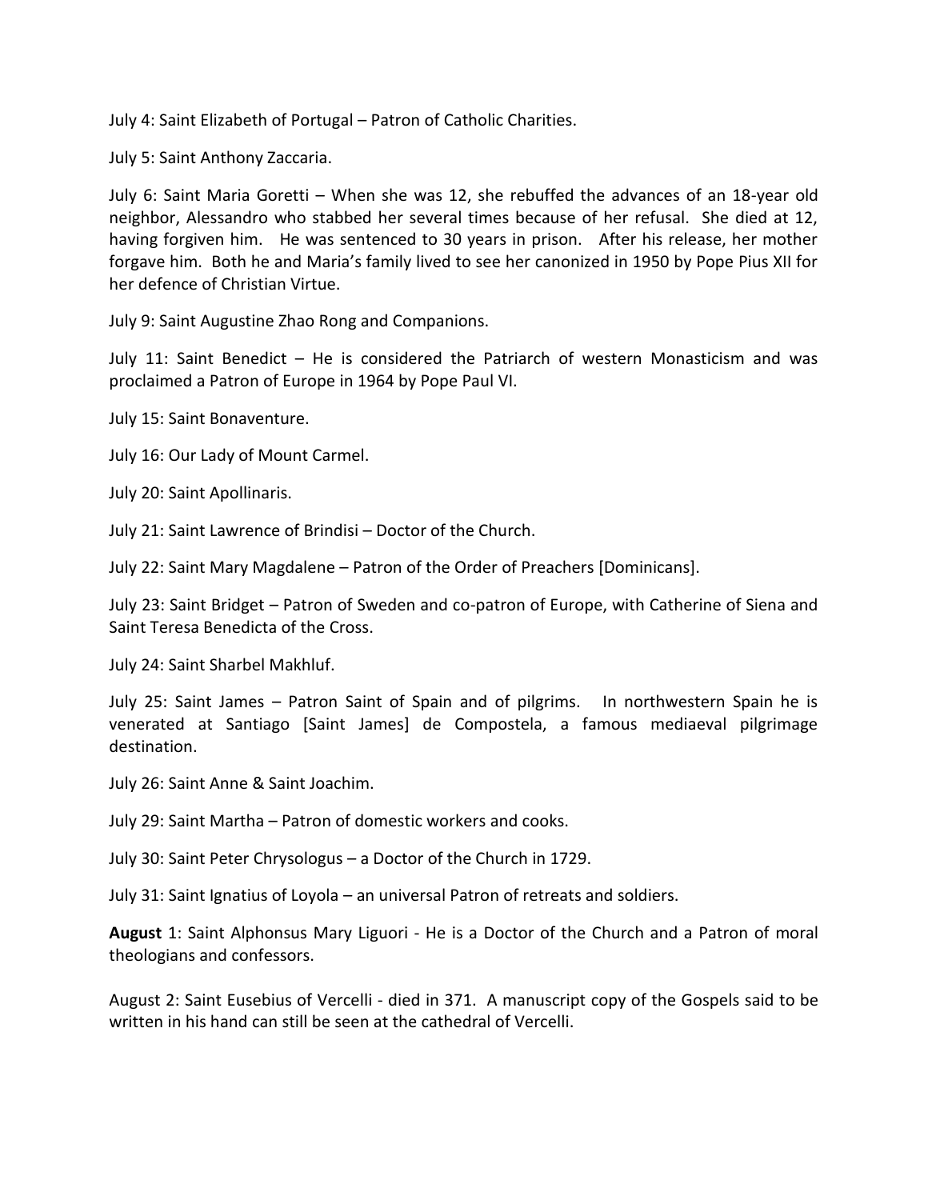July 4: Saint Elizabeth of Portugal – Patron of Catholic Charities.

July 5: Saint Anthony Zaccaria.

July 6: Saint Maria Goretti – When she was 12, she rebuffed the advances of an 18-year old neighbor, Alessandro who stabbed her several times because of her refusal. She died at 12, having forgiven him. He was sentenced to 30 years in prison. After his release, her mother forgave him. Both he and Maria's family lived to see her canonized in 1950 by Pope Pius XII for her defence of Christian Virtue.

July 9: Saint Augustine Zhao Rong and Companions.

July 11: Saint Benedict – He is considered the Patriarch of western Monasticism and was proclaimed a Patron of Europe in 1964 by Pope Paul VI.

July 15: Saint Bonaventure.

July 16: Our Lady of Mount Carmel.

July 20: Saint Apollinaris.

July 21: Saint Lawrence of Brindisi – Doctor of the Church.

July 22: Saint Mary Magdalene – Patron of the Order of Preachers [Dominicans].

July 23: Saint Bridget – Patron of Sweden and co-patron of Europe, with Catherine of Siena and Saint Teresa Benedicta of the Cross.

July 24: Saint Sharbel Makhluf.

July 25: Saint James – Patron Saint of Spain and of pilgrims. In northwestern Spain he is venerated at Santiago [Saint James] de Compostela, a famous mediaeval pilgrimage destination.

July 26: Saint Anne & Saint Joachim.

July 29: Saint Martha – Patron of domestic workers and cooks.

July 30: Saint Peter Chrysologus – a Doctor of the Church in 1729.

July 31: Saint Ignatius of Loyola – an universal Patron of retreats and soldiers.

**August** 1: Saint Alphonsus Mary Liguori - He is a Doctor of the Church and a Patron of moral theologians and confessors.

August 2: Saint Eusebius of Vercelli - died in 371. A manuscript copy of the Gospels said to be written in his hand can still be seen at the cathedral of Vercelli.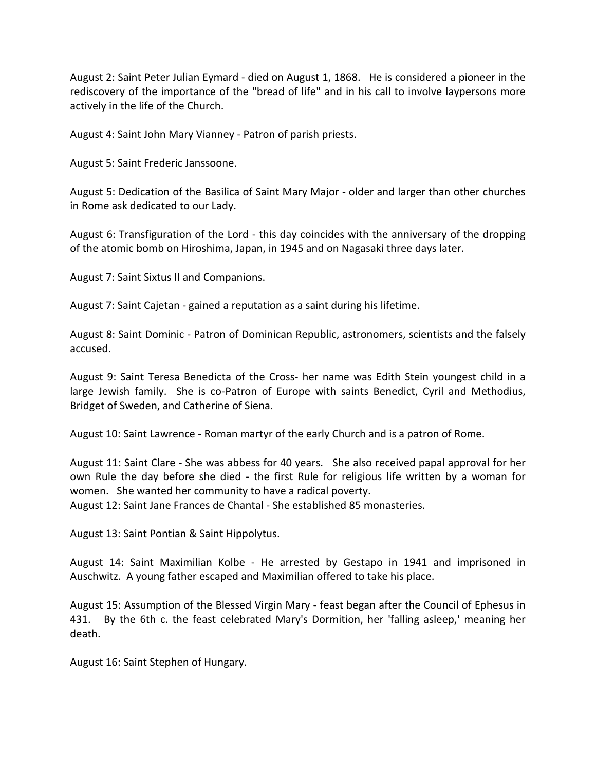August 2: Saint Peter Julian Eymard - died on August 1, 1868. He is considered a pioneer in the rediscovery of the importance of the "bread of life" and in his call to involve laypersons more actively in the life of the Church.

August 4: Saint John Mary Vianney - Patron of parish priests.

August 5: Saint Frederic Janssoone.

August 5: Dedication of the Basilica of Saint Mary Major - older and larger than other churches in Rome ask dedicated to our Lady.

August 6: Transfiguration of the Lord - this day coincides with the anniversary of the dropping of the atomic bomb on Hiroshima, Japan, in 1945 and on Nagasaki three days later.

August 7: Saint Sixtus II and Companions.

August 7: Saint Cajetan - gained a reputation as a saint during his lifetime.

August 8: Saint Dominic - Patron of Dominican Republic, astronomers, scientists and the falsely accused.

August 9: Saint Teresa Benedicta of the Cross- her name was Edith Stein youngest child in a large Jewish family. She is co-Patron of Europe with saints Benedict, Cyril and Methodius, Bridget of Sweden, and Catherine of Siena.

August 10: Saint Lawrence - Roman martyr of the early Church and is a patron of Rome.

August 11: Saint Clare - She was abbess for 40 years. She also received papal approval for her own Rule the day before she died - the first Rule for religious life written by a woman for women. She wanted her community to have a radical poverty.
August 12: Saint Jane Frances de Chantal - She established 85 monasteries.

August 13: Saint Pontian & Saint Hippolytus.

August 14: Saint Maximilian Kolbe - He arrested by Gestapo in 1941 and imprisoned in Auschwitz. A young father escaped and Maximilian offered to take his place.

August 15: Assumption of the Blessed Virgin Mary - feast began after the Council of Ephesus in 431. By the 6th c. the feast celebrated Mary's Dormition, her 'falling asleep,' meaning her death.

August 16: Saint Stephen of Hungary.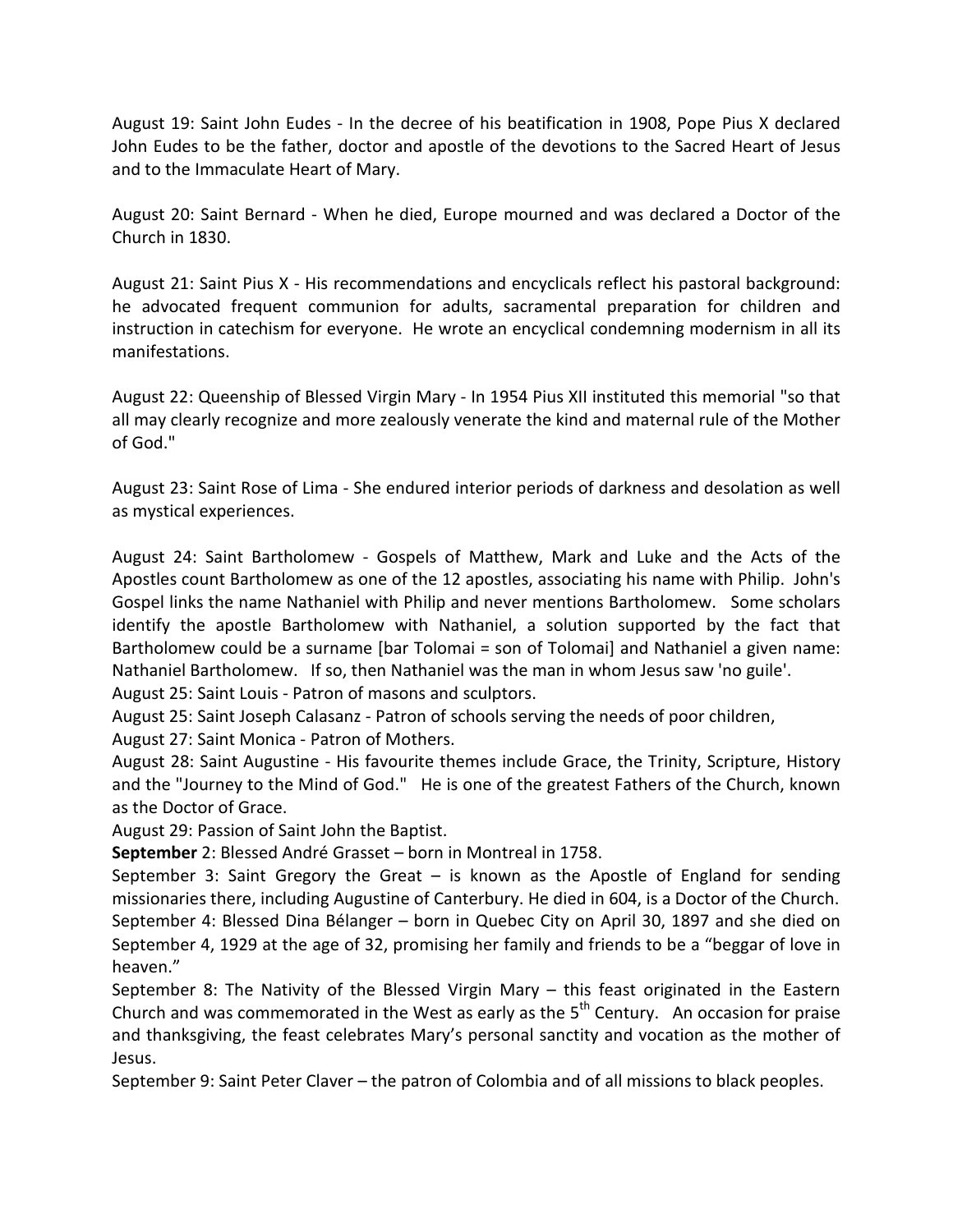August 19: Saint John Eudes - In the decree of his beatification in 1908, Pope Pius X declared John Eudes to be the father, doctor and apostle of the devotions to the Sacred Heart of Jesus and to the Immaculate Heart of Mary.

August 20: Saint Bernard - When he died, Europe mourned and was declared a Doctor of the Church in 1830.

August 21: Saint Pius X - His recommendations and encyclicals reflect his pastoral background: he advocated frequent communion for adults, sacramental preparation for children and instruction in catechism for everyone. He wrote an encyclical condemning modernism in all its manifestations.

August 22: Queenship of Blessed Virgin Mary - In 1954 Pius XII instituted this memorial "so that all may clearly recognize and more zealously venerate the kind and maternal rule of the Mother of God."

August 23: Saint Rose of Lima - She endured interior periods of darkness and desolation as well as mystical experiences.

August 24: Saint Bartholomew - Gospels of Matthew, Mark and Luke and the Acts of the Apostles count Bartholomew as one of the 12 apostles, associating his name with Philip. John's Gospel links the name Nathaniel with Philip and never mentions Bartholomew. Some scholars identify the apostle Bartholomew with Nathaniel, a solution supported by the fact that Bartholomew could be a surname [bar Tolomai = son of Tolomai] and Nathaniel a given name: Nathaniel Bartholomew. If so, then Nathaniel was the man in whom Jesus saw 'no guile'.
August 25: Saint Louis - Patron of masons and sculptors.
August 25: Saint Joseph Calasanz - Patron of schools serving the needs of poor children,
August 27: Saint Monica - Patron of Mothers.
August 28: Saint Augustine - His favourite themes include Grace, the Trinity, Scripture, History and the "Journey to the Mind of God." He is one of the greatest Fathers of the Church, known as the Doctor of Grace.
August 29: Passion of Saint John the Baptist.
**September** 2: Blessed André Grasset – born in Montreal in 1758.
September 3: Saint Gregory the Great – is known as the Apostle of England for sending missionaries there, including Augustine of Canterbury. He died in 604, is a Doctor of the Church.
September 4: Blessed Dina Bélanger – born in Quebec City on April 30, 1897 and she died on September 4, 1929 at the age of 32, promising her family and friends to be a "beggar of love in heaven."
September 8: The Nativity of the Blessed Virgin Mary – this feast originated in the Eastern Church and was commemorated in the West as early as the 5th Century. An occasion for praise and thanksgiving, the feast celebrates Mary's personal sanctity and vocation as the mother of Jesus.
September 9: Saint Peter Claver – the patron of Colombia and of all missions to black peoples.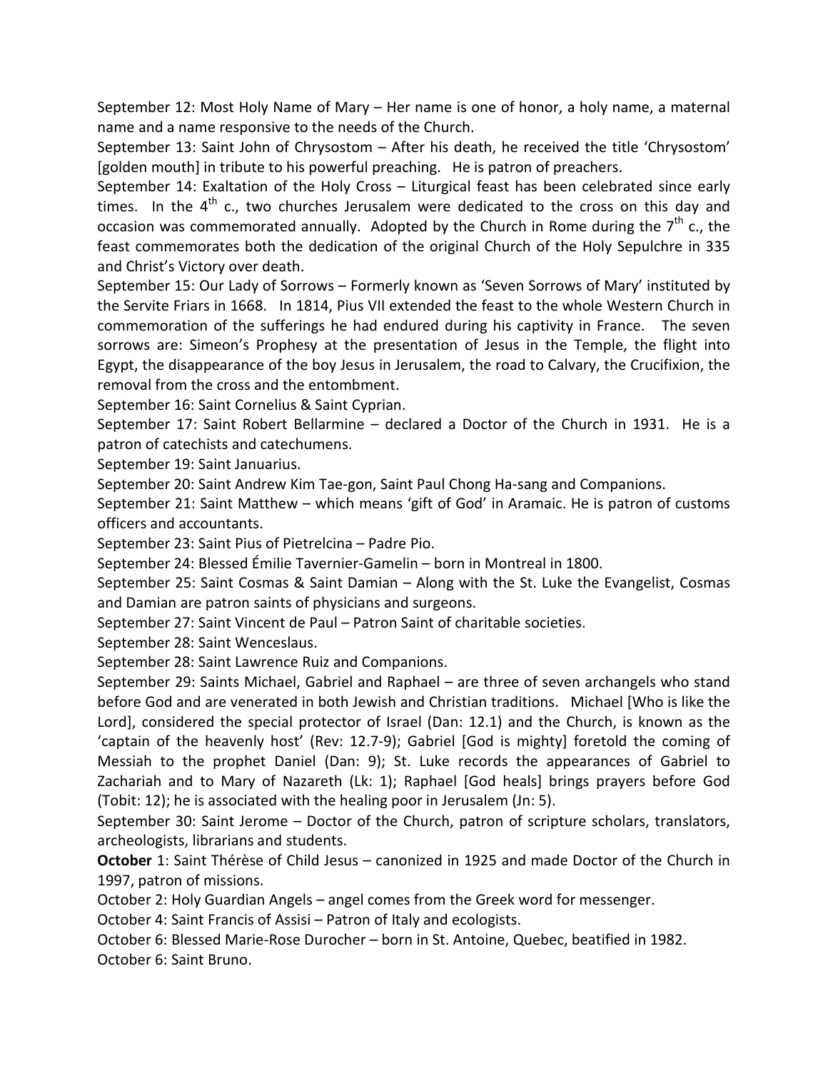September 12: Most Holy Name of Mary – Her name is one of honor, a holy name, a maternal name and a name responsive to the needs of the Church.

September 13: Saint John of Chrysostom – After his death, he received the title 'Chrysostom' [golden mouth] in tribute to his powerful preaching. He is patron of preachers.

September 14: Exaltation of the Holy Cross – Liturgical feast has been celebrated since early times. In the 4th c., two churches Jerusalem were dedicated to the cross on this day and occasion was commemorated annually. Adopted by the Church in Rome during the 7th c., the feast commemorates both the dedication of the original Church of the Holy Sepulchre in 335 and Christ's Victory over death.

September 15: Our Lady of Sorrows – Formerly known as 'Seven Sorrows of Mary' instituted by the Servite Friars in 1668. In 1814, Pius VII extended the feast to the whole Western Church in commemoration of the sufferings he had endured during his captivity in France. The seven sorrows are: Simeon's Prophesy at the presentation of Jesus in the Temple, the flight into Egypt, the disappearance of the boy Jesus in Jerusalem, the road to Calvary, the Crucifixion, the removal from the cross and the entombment.

September 16: Saint Cornelius & Saint Cyprian.

September 17: Saint Robert Bellarmine – declared a Doctor of the Church in 1931. He is a patron of catechists and catechumens.

September 19: Saint Januarius.

September 20: Saint Andrew Kim Tae-gon, Saint Paul Chong Ha-sang and Companions.

September 21: Saint Matthew – which means 'gift of God' in Aramaic. He is patron of customs officers and accountants.

September 23: Saint Pius of Pietrelcina – Padre Pio.

September 24: Blessed Émilie Tavernier-Gamelin – born in Montreal in 1800.

September 25: Saint Cosmas & Saint Damian – Along with the St. Luke the Evangelist, Cosmas and Damian are patron saints of physicians and surgeons.

September 27: Saint Vincent de Paul – Patron Saint of charitable societies.

September 28: Saint Wenceslaus.

September 28: Saint Lawrence Ruiz and Companions.

September 29: Saints Michael, Gabriel and Raphael – are three of seven archangels who stand before God and are venerated in both Jewish and Christian traditions. Michael [Who is like the Lord], considered the special protector of Israel (Dan: 12.1) and the Church, is known as the 'captain of the heavenly host' (Rev: 12.7-9); Gabriel [God is mighty] foretold the coming of Messiah to the prophet Daniel (Dan: 9); St. Luke records the appearances of Gabriel to Zachariah and to Mary of Nazareth (Lk: 1); Raphael [God heals] brings prayers before God (Tobit: 12); he is associated with the healing poor in Jerusalem (Jn: 5).

September 30: Saint Jerome – Doctor of the Church, patron of scripture scholars, translators, archeologists, librarians and students.

**October** 1: Saint Thérèse of Child Jesus – canonized in 1925 and made Doctor of the Church in 1997, patron of missions.

October 2: Holy Guardian Angels – angel comes from the Greek word for messenger.

October 4: Saint Francis of Assisi – Patron of Italy and ecologists.

October 6: Blessed Marie-Rose Durocher – born in St. Antoine, Quebec, beatified in 1982.

October 6: Saint Bruno.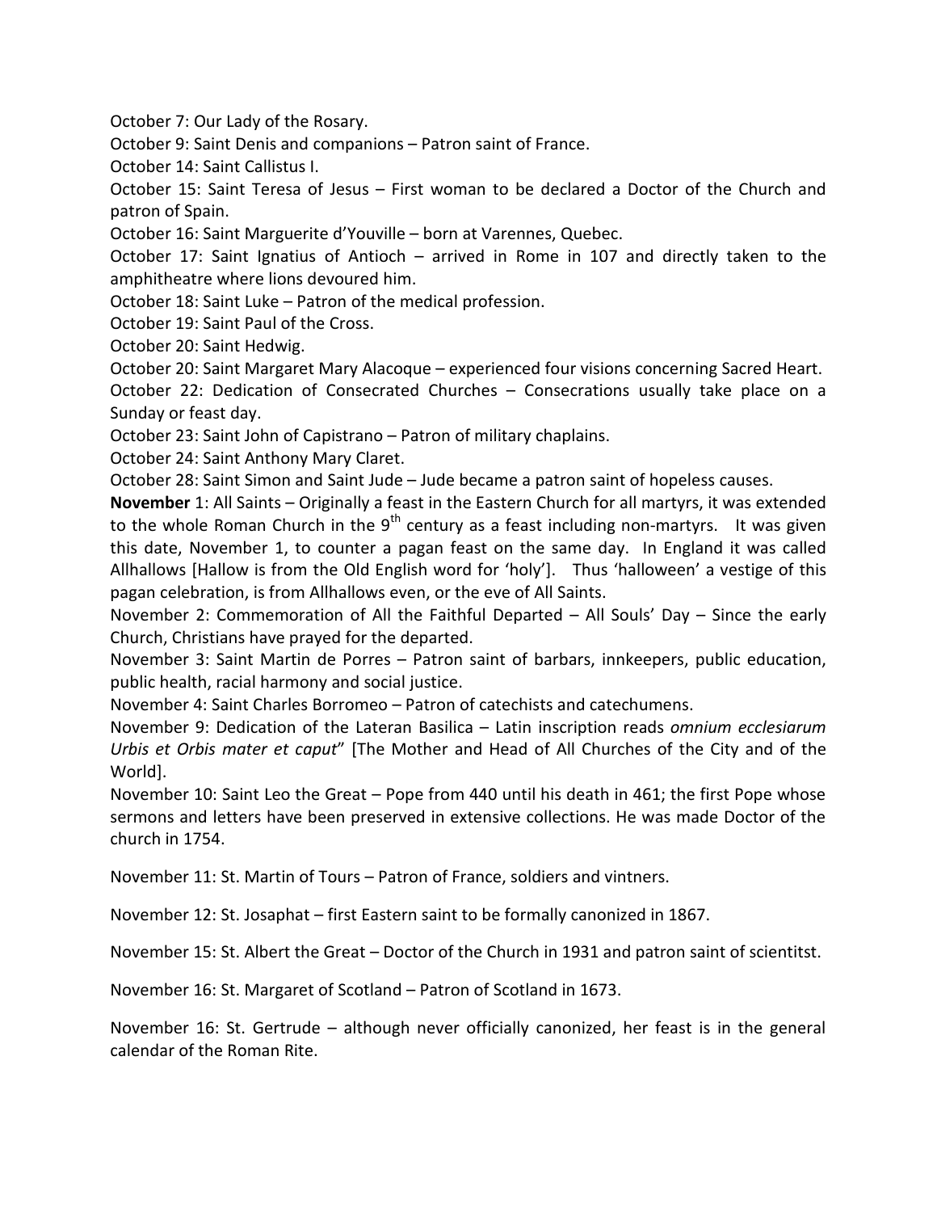October 7: Our Lady of the Rosary.

October 9: Saint Denis and companions – Patron saint of France.

October 14: Saint Callistus I.

October 15: Saint Teresa of Jesus – First woman to be declared a Doctor of the Church and patron of Spain.

October 16: Saint Marguerite d'Youville – born at Varennes, Quebec.

October 17: Saint Ignatius of Antioch – arrived in Rome in 107 and directly taken to the amphitheatre where lions devoured him.

October 18: Saint Luke – Patron of the medical profession.

October 19: Saint Paul of the Cross.

October 20: Saint Hedwig.

October 20: Saint Margaret Mary Alacoque – experienced four visions concerning Sacred Heart.

October 22: Dedication of Consecrated Churches – Consecrations usually take place on a Sunday or feast day.

October 23: Saint John of Capistrano – Patron of military chaplains.

October 24: Saint Anthony Mary Claret.

October 28: Saint Simon and Saint Jude – Jude became a patron saint of hopeless causes.

**November** 1: All Saints – Originally a feast in the Eastern Church for all martyrs, it was extended to the whole Roman Church in the 9th century as a feast including non-martyrs. It was given this date, November 1, to counter a pagan feast on the same day. In England it was called Allhallows [Hallow is from the Old English word for 'holy']. Thus 'halloween' a vestige of this pagan celebration, is from Allhallows even, or the eve of All Saints.

November 2: Commemoration of All the Faithful Departed – All Souls' Day – Since the early Church, Christians have prayed for the departed.

November 3: Saint Martin de Porres – Patron saint of barbars, innkeepers, public education, public health, racial harmony and social justice.

November 4: Saint Charles Borromeo – Patron of catechists and catechumens.

November 9: Dedication of the Lateran Basilica – Latin inscription reads *omnium ecclesiarum Urbis et Orbis mater et caput*" [The Mother and Head of All Churches of the City and of the World].

November 10: Saint Leo the Great – Pope from 440 until his death in 461; the first Pope whose sermons and letters have been preserved in extensive collections. He was made Doctor of the church in 1754.

November 11: St. Martin of Tours – Patron of France, soldiers and vintners.

November 12: St. Josaphat – first Eastern saint to be formally canonized in 1867.

November 15: St. Albert the Great – Doctor of the Church in 1931 and patron saint of scientitst.

November 16: St. Margaret of Scotland – Patron of Scotland in 1673.

November 16: St. Gertrude – although never officially canonized, her feast is in the general calendar of the Roman Rite.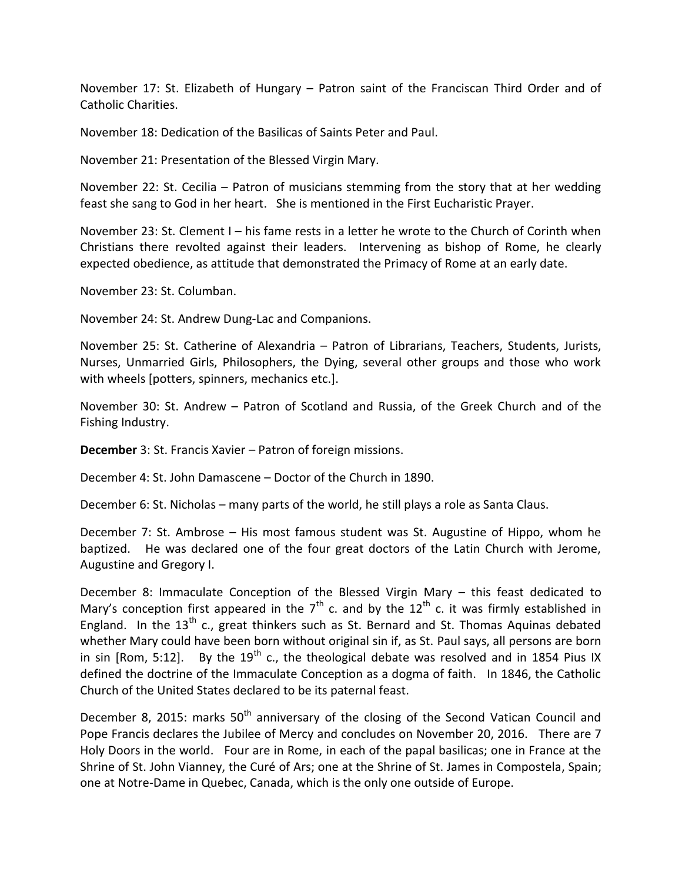November 17: St. Elizabeth of Hungary – Patron saint of the Franciscan Third Order and of Catholic Charities.

November 18: Dedication of the Basilicas of Saints Peter and Paul.

November 21: Presentation of the Blessed Virgin Mary.

November 22: St. Cecilia – Patron of musicians stemming from the story that at her wedding feast she sang to God in her heart. She is mentioned in the First Eucharistic Prayer.

November 23: St. Clement I – his fame rests in a letter he wrote to the Church of Corinth when Christians there revolted against their leaders. Intervening as bishop of Rome, he clearly expected obedience, as attitude that demonstrated the Primacy of Rome at an early date.

November 23: St. Columban.

November 24: St. Andrew Dung-Lac and Companions.

November 25: St. Catherine of Alexandria – Patron of Librarians, Teachers, Students, Jurists, Nurses, Unmarried Girls, Philosophers, the Dying, several other groups and those who work with wheels [potters, spinners, mechanics etc.].

November 30: St. Andrew – Patron of Scotland and Russia, of the Greek Church and of the Fishing Industry.

**December** 3: St. Francis Xavier – Patron of foreign missions.

December 4: St. John Damascene – Doctor of the Church in 1890.

December 6: St. Nicholas – many parts of the world, he still plays a role as Santa Claus.

December 7: St. Ambrose – His most famous student was St. Augustine of Hippo, whom he baptized. He was declared one of the four great doctors of the Latin Church with Jerome, Augustine and Gregory I.

December 8: Immaculate Conception of the Blessed Virgin Mary – this feast dedicated to Mary's conception first appeared in the 7th c. and by the 12th c. it was firmly established in England. In the 13th c., great thinkers such as St. Bernard and St. Thomas Aquinas debated whether Mary could have been born without original sin if, as St. Paul says, all persons are born in sin [Rom, 5:12]. By the 19th c., the theological debate was resolved and in 1854 Pius IX defined the doctrine of the Immaculate Conception as a dogma of faith. In 1846, the Catholic Church of the United States declared to be its paternal feast.

December 8, 2015: marks 50th anniversary of the closing of the Second Vatican Council and Pope Francis declares the Jubilee of Mercy and concludes on November 20, 2016. There are 7 Holy Doors in the world. Four are in Rome, in each of the papal basilicas; one in France at the Shrine of St. John Vianney, the Curé of Ars; one at the Shrine of St. James in Compostela, Spain; one at Notre-Dame in Quebec, Canada, which is the only one outside of Europe.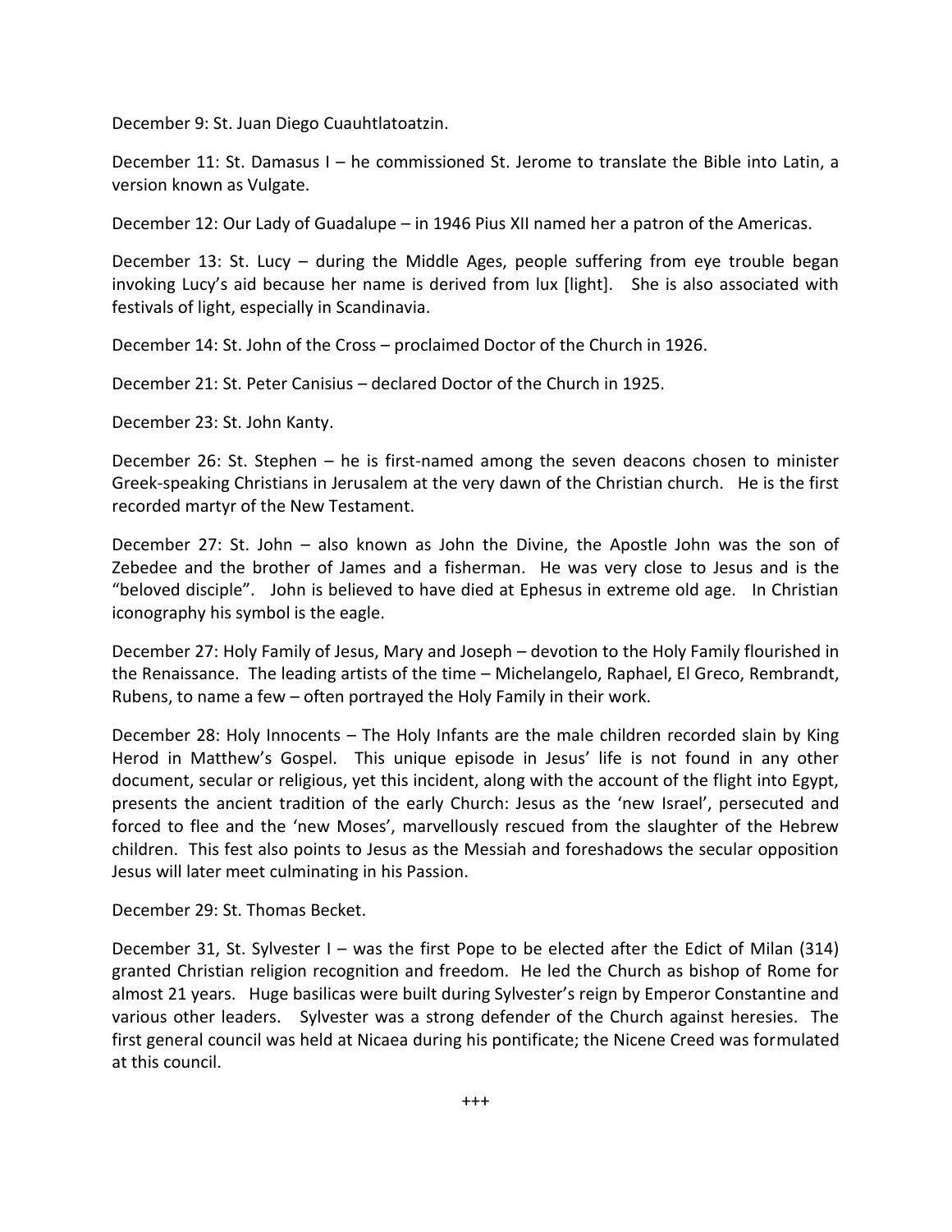December 9: St. Juan Diego Cuauhtlatoatzin.

December 11: St. Damasus I – he commissioned St. Jerome to translate the Bible into Latin, a version known as Vulgate.

December 12: Our Lady of Guadalupe – in 1946 Pius XII named her a patron of the Americas.

December 13: St. Lucy – during the Middle Ages, people suffering from eye trouble began invoking Lucy's aid because her name is derived from lux [light]. She is also associated with festivals of light, especially in Scandinavia.

December 14: St. John of the Cross – proclaimed Doctor of the Church in 1926.

December 21: St. Peter Canisius – declared Doctor of the Church in 1925.

December 23: St. John Kanty.

December 26: St. Stephen – he is first-named among the seven deacons chosen to minister Greek-speaking Christians in Jerusalem at the very dawn of the Christian church. He is the first recorded martyr of the New Testament.

December 27: St. John – also known as John the Divine, the Apostle John was the son of Zebedee and the brother of James and a fisherman. He was very close to Jesus and is the "beloved disciple". John is believed to have died at Ephesus in extreme old age. In Christian iconography his symbol is the eagle.

December 27: Holy Family of Jesus, Mary and Joseph – devotion to the Holy Family flourished in the Renaissance. The leading artists of the time – Michelangelo, Raphael, El Greco, Rembrandt, Rubens, to name a few – often portrayed the Holy Family in their work.

December 28: Holy Innocents – The Holy Infants are the male children recorded slain by King Herod in Matthew's Gospel. This unique episode in Jesus' life is not found in any other document, secular or religious, yet this incident, along with the account of the flight into Egypt, presents the ancient tradition of the early Church: Jesus as the 'new Israel', persecuted and forced to flee and the 'new Moses', marvellously rescued from the slaughter of the Hebrew children. This fest also points to Jesus as the Messiah and foreshadows the secular opposition Jesus will later meet culminating in his Passion.

December 29: St. Thomas Becket.

December 31, St. Sylvester I – was the first Pope to be elected after the Edict of Milan (314) granted Christian religion recognition and freedom. He led the Church as bishop of Rome for almost 21 years. Huge basilicas were built during Sylvester's reign by Emperor Constantine and various other leaders. Sylvester was a strong defender of the Church against heresies. The first general council was held at Nicaea during his pontificate; the Nicene Creed was formulated at this council.

+++